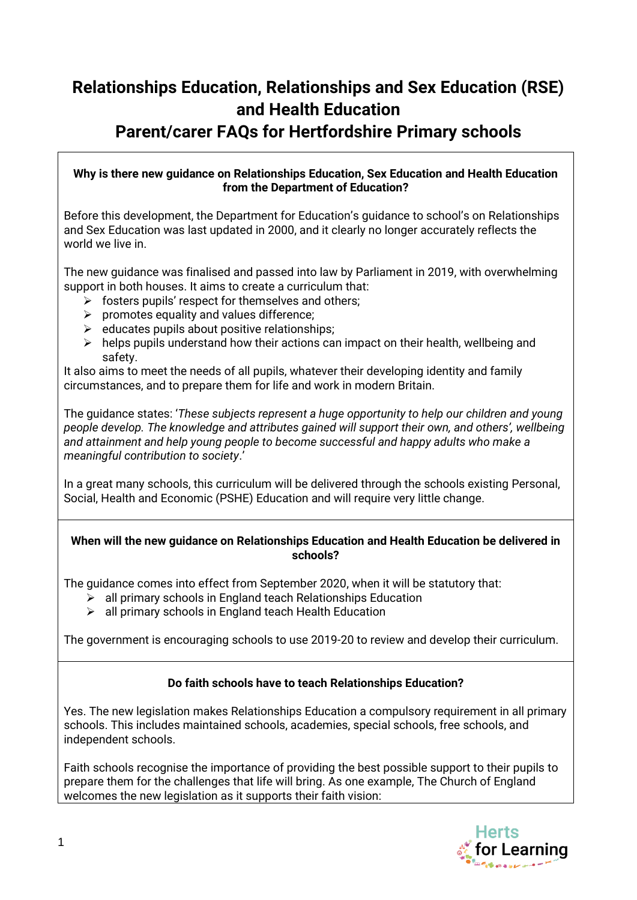# Relationships Education, Relationships and Sex Education (RSE) and Health Education
# Parent/carer FAQs for Hertfordshire Primary schools

**Why is there new guidance on Relationships Education, Sex Education and Health Education from the Department of Education?**

Before this development, the Department for Education's guidance to school's on Relationships and Sex Education was last updated in 2000, and it clearly no longer accurately reflects the world we live in.

The new guidance was finalised and passed into law by Parliament in 2019, with overwhelming support in both houses. It aims to create a curriculum that:

- fosters pupils' respect for themselves and others;
- promotes equality and values difference;
- educates pupils about positive relationships;
- helps pupils understand how their actions can impact on their health, wellbeing and safety.

It also aims to meet the needs of all pupils, whatever their developing identity and family circumstances, and to prepare them for life and work in modern Britain.

The guidance states: '*These subjects represent a huge opportunity to help our children and young people develop. The knowledge and attributes gained will support their own, and others', wellbeing and attainment and help young people to become successful and happy adults who make a meaningful contribution to society*.'

In a great many schools, this curriculum will be delivered through the schools existing Personal, Social, Health and Economic (PSHE) Education and will require very little change.

**When will the new guidance on Relationships Education and Health Education be delivered in schools?**

The guidance comes into effect from September 2020, when it will be statutory that:

- all primary schools in England teach Relationships Education
- all primary schools in England teach Health Education

The government is encouraging schools to use 2019-20 to review and develop their curriculum.

**Do faith schools have to teach Relationships Education?**

Yes. The new legislation makes Relationships Education a compulsory requirement in all primary schools. This includes maintained schools, academies, special schools, free schools, and independent schools.

Faith schools recognise the importance of providing the best possible support to their pupils to prepare them for the challenges that life will bring. As one example, The Church of England welcomes the new legislation as it supports their faith vision: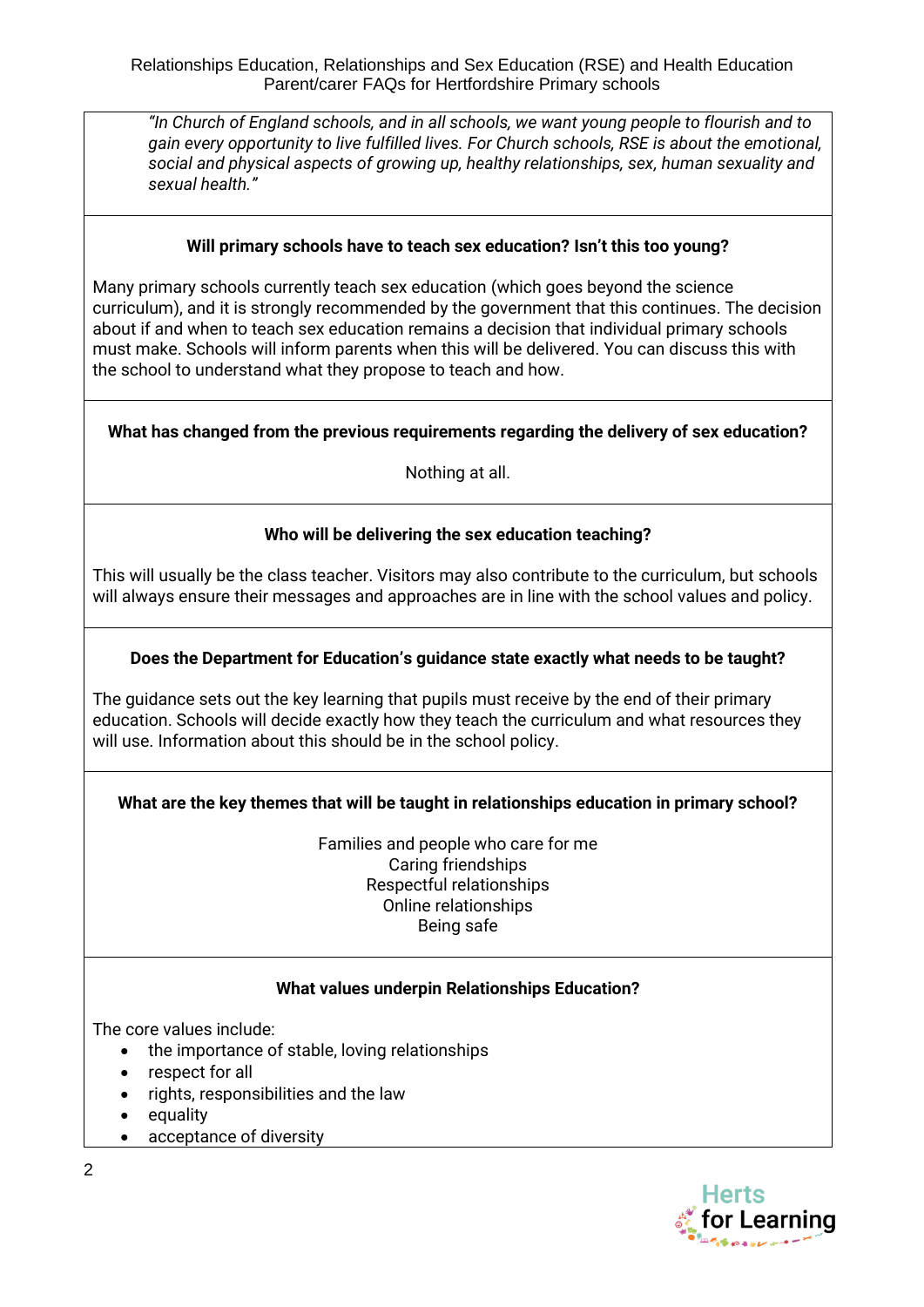*"In Church of England schools, and in all schools, we want young people to flourish and to gain every opportunity to live fulfilled lives. For Church schools, RSE is about the emotional, social and physical aspects of growing up, healthy relationships, sex, human sexuality and sexual health."*

**Will primary schools have to teach sex education? Isn't this too young?**

Many primary schools currently teach sex education (which goes beyond the science curriculum), and it is strongly recommended by the government that this continues. The decision about if and when to teach sex education remains a decision that individual primary schools must make. Schools will inform parents when this will be delivered. You can discuss this with the school to understand what they propose to teach and how.

**What has changed from the previous requirements regarding the delivery of sex education?**

Nothing at all.

**Who will be delivering the sex education teaching?**

This will usually be the class teacher. Visitors may also contribute to the curriculum, but schools will always ensure their messages and approaches are in line with the school values and policy.

**Does the Department for Education's guidance state exactly what needs to be taught?**

The guidance sets out the key learning that pupils must receive by the end of their primary education. Schools will decide exactly how they teach the curriculum and what resources they will use. Information about this should be in the school policy.

**What are the key themes that will be taught in relationships education in primary school?**

Families and people who care for me
Caring friendships
Respectful relationships
Online relationships
Being safe

**What values underpin Relationships Education?**

The core values include:

- the importance of stable, loving relationships
- respect for all
- rights, responsibilities and the law
- equality
- acceptance of diversity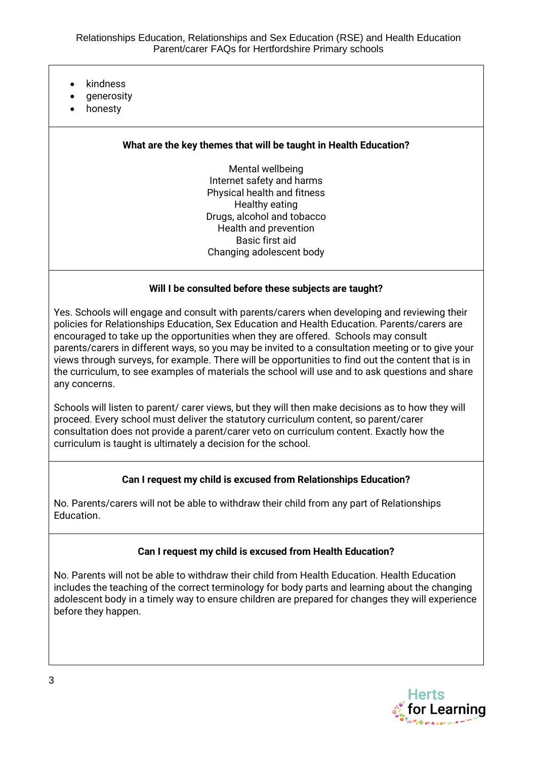- kindness
- generosity
- honesty

**What are the key themes that will be taught in Health Education?**

Mental wellbeing
Internet safety and harms
Physical health and fitness
Healthy eating
Drugs, alcohol and tobacco
Health and prevention
Basic first aid
Changing adolescent body

**Will I be consulted before these subjects are taught?**

Yes. Schools will engage and consult with parents/carers when developing and reviewing their policies for Relationships Education, Sex Education and Health Education. Parents/carers are encouraged to take up the opportunities when they are offered. Schools may consult parents/carers in different ways, so you may be invited to a consultation meeting or to give your views through surveys, for example. There will be opportunities to find out the content that is in the curriculum, to see examples of materials the school will use and to ask questions and share any concerns.

Schools will listen to parent/ carer views, but they will then make decisions as to how they will proceed. Every school must deliver the statutory curriculum content, so parent/carer consultation does not provide a parent/carer veto on curriculum content. Exactly how the curriculum is taught is ultimately a decision for the school.

**Can I request my child is excused from Relationships Education?**

No. Parents/carers will not be able to withdraw their child from any part of Relationships Education.

**Can I request my child is excused from Health Education?**

No. Parents will not be able to withdraw their child from Health Education. Health Education includes the teaching of the correct terminology for body parts and learning about the changing adolescent body in a timely way to ensure children are prepared for changes they will experience before they happen.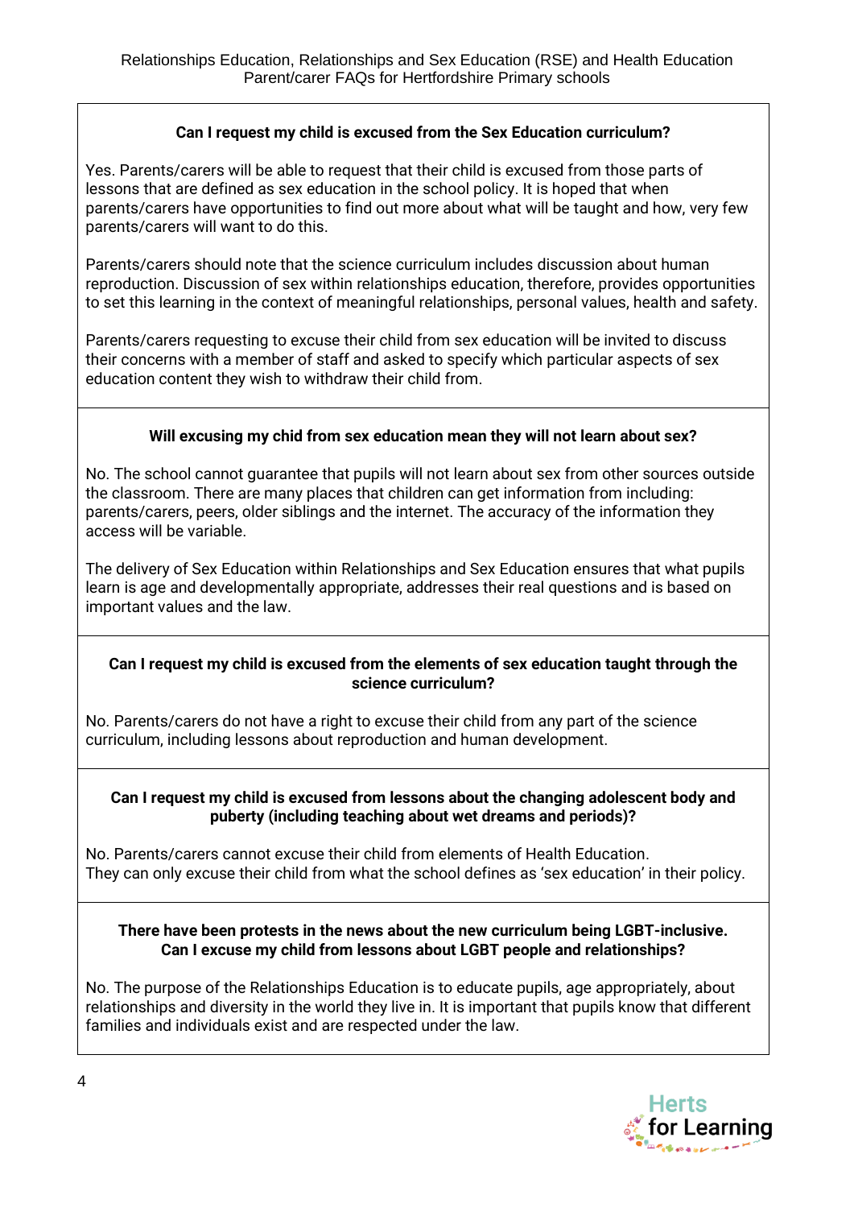### Can I request my child is excused from the Sex Education curriculum?

Yes. Parents/carers will be able to request that their child is excused from those parts of lessons that are defined as sex education in the school policy. It is hoped that when parents/carers have opportunities to find out more about what will be taught and how, very few parents/carers will want to do this.

Parents/carers should note that the science curriculum includes discussion about human reproduction. Discussion of sex within relationships education, therefore, provides opportunities to set this learning in the context of meaningful relationships, personal values, health and safety.

Parents/carers requesting to excuse their child from sex education will be invited to discuss their concerns with a member of staff and asked to specify which particular aspects of sex education content they wish to withdraw their child from.

### Will excusing my chid from sex education mean they will not learn about sex?

No. The school cannot guarantee that pupils will not learn about sex from other sources outside the classroom. There are many places that children can get information from including: parents/carers, peers, older siblings and the internet. The accuracy of the information they access will be variable.

The delivery of Sex Education within Relationships and Sex Education ensures that what pupils learn is age and developmentally appropriate, addresses their real questions and is based on important values and the law.

### Can I request my child is excused from the elements of sex education taught through the science curriculum?

No. Parents/carers do not have a right to excuse their child from any part of the science curriculum, including lessons about reproduction and human development.

### Can I request my child is excused from lessons about the changing adolescent body and puberty (including teaching about wet dreams and periods)?

No. Parents/carers cannot excuse their child from elements of Health Education.
They can only excuse their child from what the school defines as 'sex education' in their policy.

### There have been protests in the news about the new curriculum being LGBT-inclusive. Can I excuse my child from lessons about LGBT people and relationships?

No. The purpose of the Relationships Education is to educate pupils, age appropriately, about relationships and diversity in the world they live in. It is important that pupils know that different families and individuals exist and are respected under the law.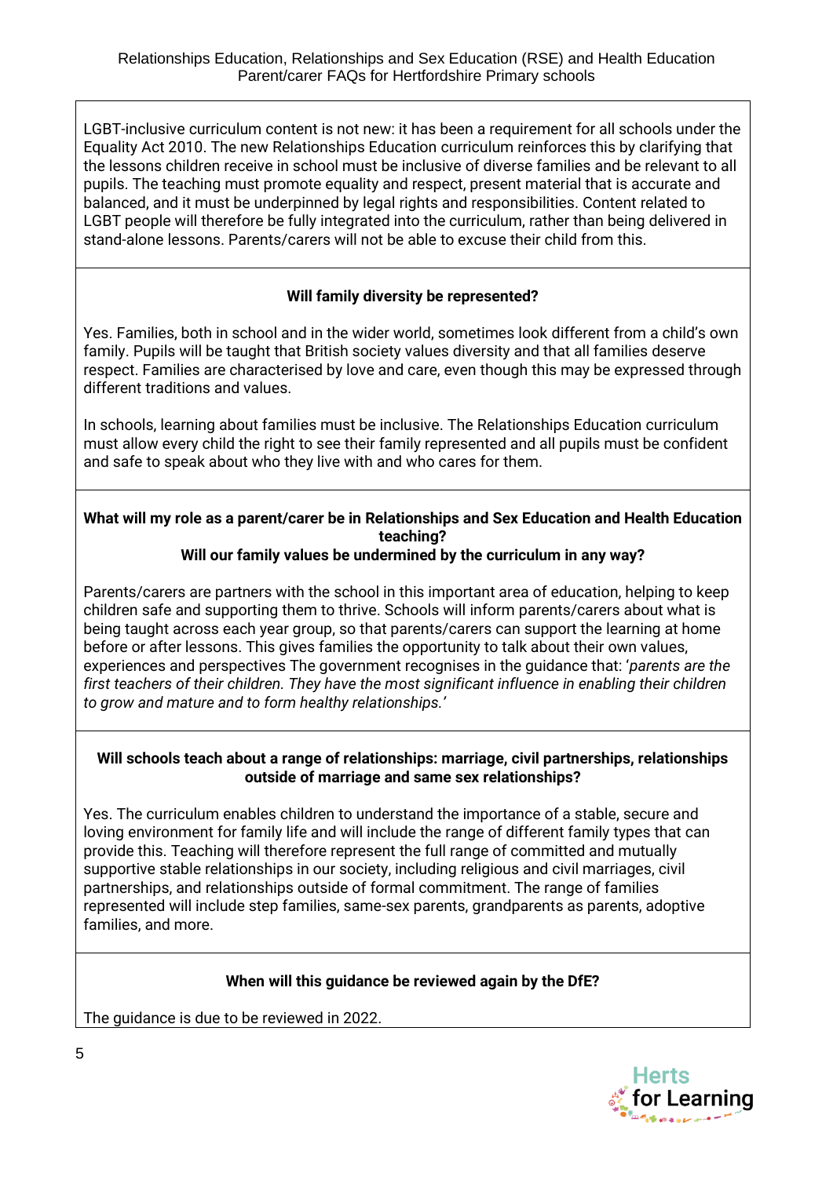LGBT-inclusive curriculum content is not new: it has been a requirement for all schools under the Equality Act 2010. The new Relationships Education curriculum reinforces this by clarifying that the lessons children receive in school must be inclusive of diverse families and be relevant to all pupils. The teaching must promote equality and respect, present material that is accurate and balanced, and it must be underpinned by legal rights and responsibilities. Content related to LGBT people will therefore be fully integrated into the curriculum, rather than being delivered in stand-alone lessons. Parents/carers will not be able to excuse their child from this.

**Will family diversity be represented?**

Yes. Families, both in school and in the wider world, sometimes look different from a child's own family. Pupils will be taught that British society values diversity and that all families deserve respect. Families are characterised by love and care, even though this may be expressed through different traditions and values.

In schools, learning about families must be inclusive. The Relationships Education curriculum must allow every child the right to see their family represented and all pupils must be confident and safe to speak about who they live with and who cares for them.

**What will my role as a parent/carer be in Relationships and Sex Education and Health Education teaching?**
**Will our family values be undermined by the curriculum in any way?**

Parents/carers are partners with the school in this important area of education, helping to keep children safe and supporting them to thrive. Schools will inform parents/carers about what is being taught across each year group, so that parents/carers can support the learning at home before or after lessons. This gives families the opportunity to talk about their own values, experiences and perspectives The government recognises in the guidance that: '*parents are the first teachers of their children. They have the most significant influence in enabling their children to grow and mature and to form healthy relationships.*'

**Will schools teach about a range of relationships: marriage, civil partnerships, relationships outside of marriage and same sex relationships?**

Yes. The curriculum enables children to understand the importance of a stable, secure and loving environment for family life and will include the range of different family types that can provide this. Teaching will therefore represent the full range of committed and mutually supportive stable relationships in our society, including religious and civil marriages, civil partnerships, and relationships outside of formal commitment. The range of families represented will include step families, same-sex parents, grandparents as parents, adoptive families, and more.

**When will this guidance be reviewed again by the DfE?**

The guidance is due to be reviewed in 2022.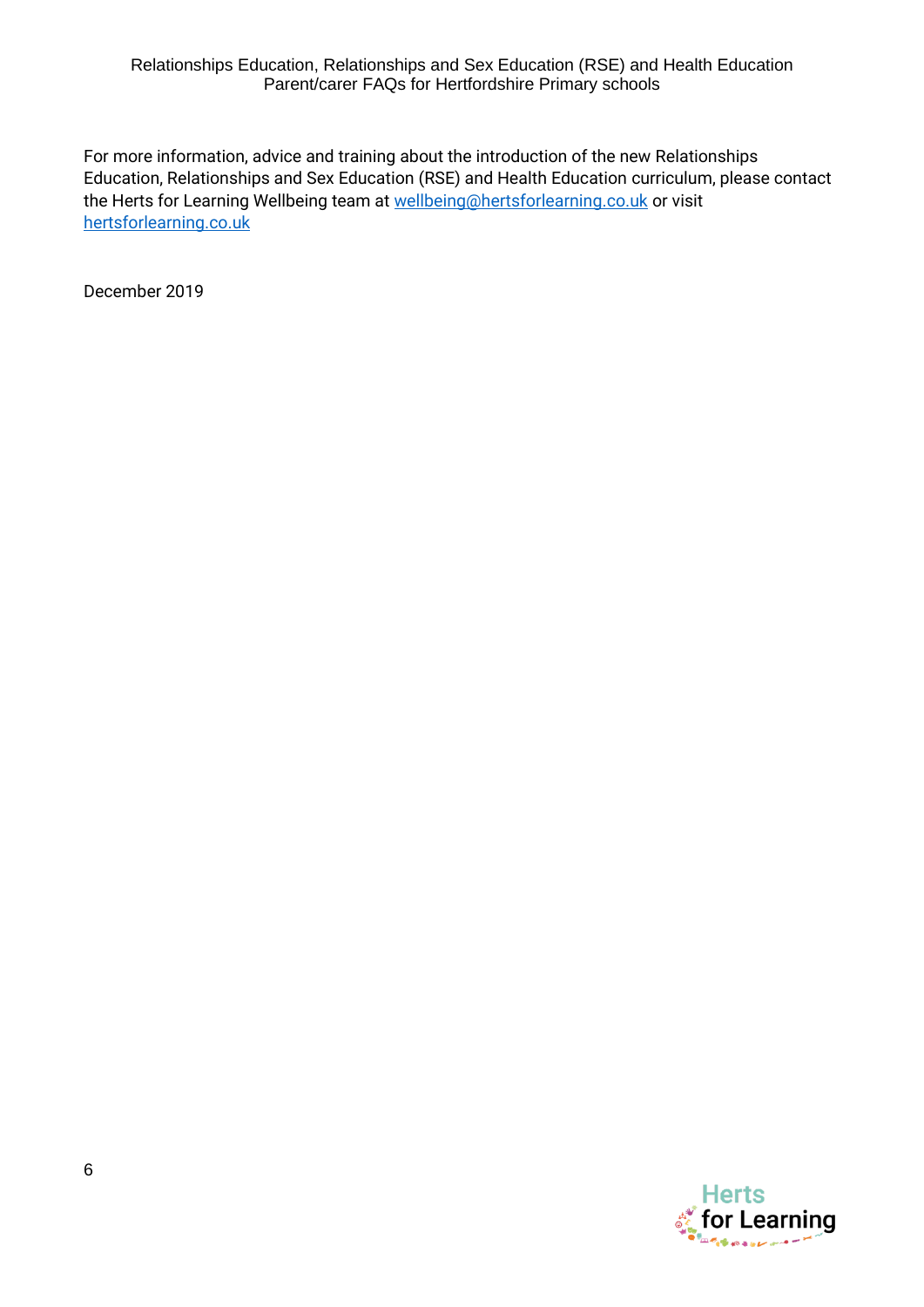For more information, advice and training about the introduction of the new Relationships Education, Relationships and Sex Education (RSE) and Health Education curriculum, please contact the Herts for Learning Wellbeing team at wellbeing@hertsforlearning.co.uk or visit hertsforlearning.co.uk

December 2019